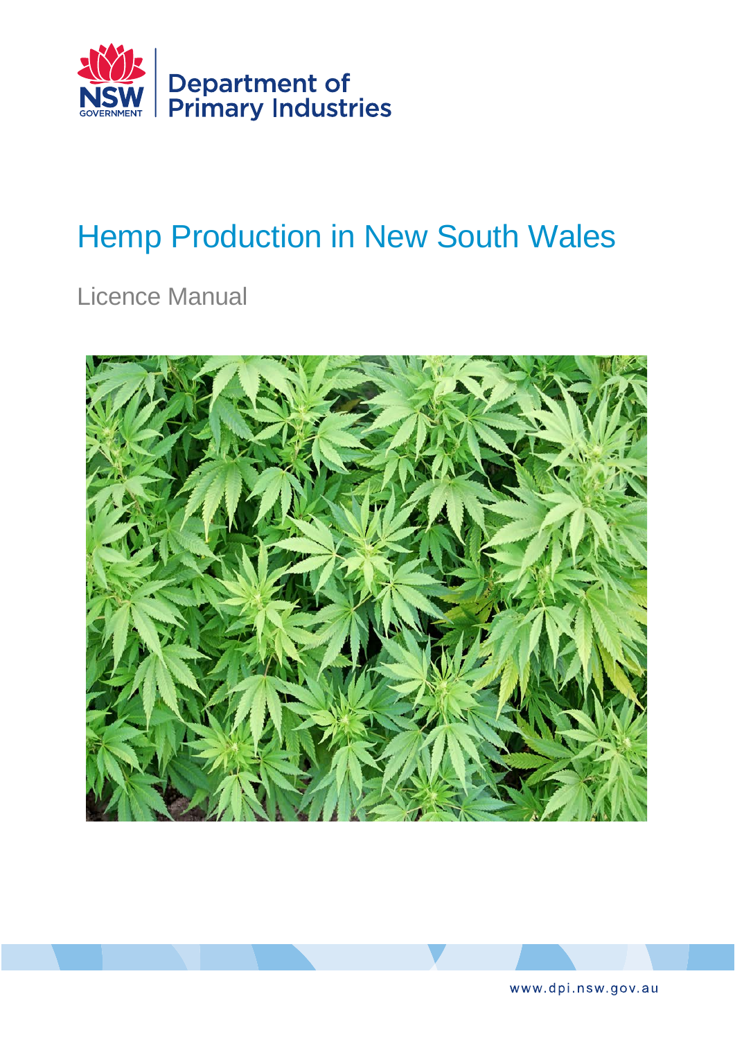NSW GOVERNMENT | Department of Primary Industries

# Hemp Production in New South Wales

## Licence Manual

www.dpi.nsw.gov.au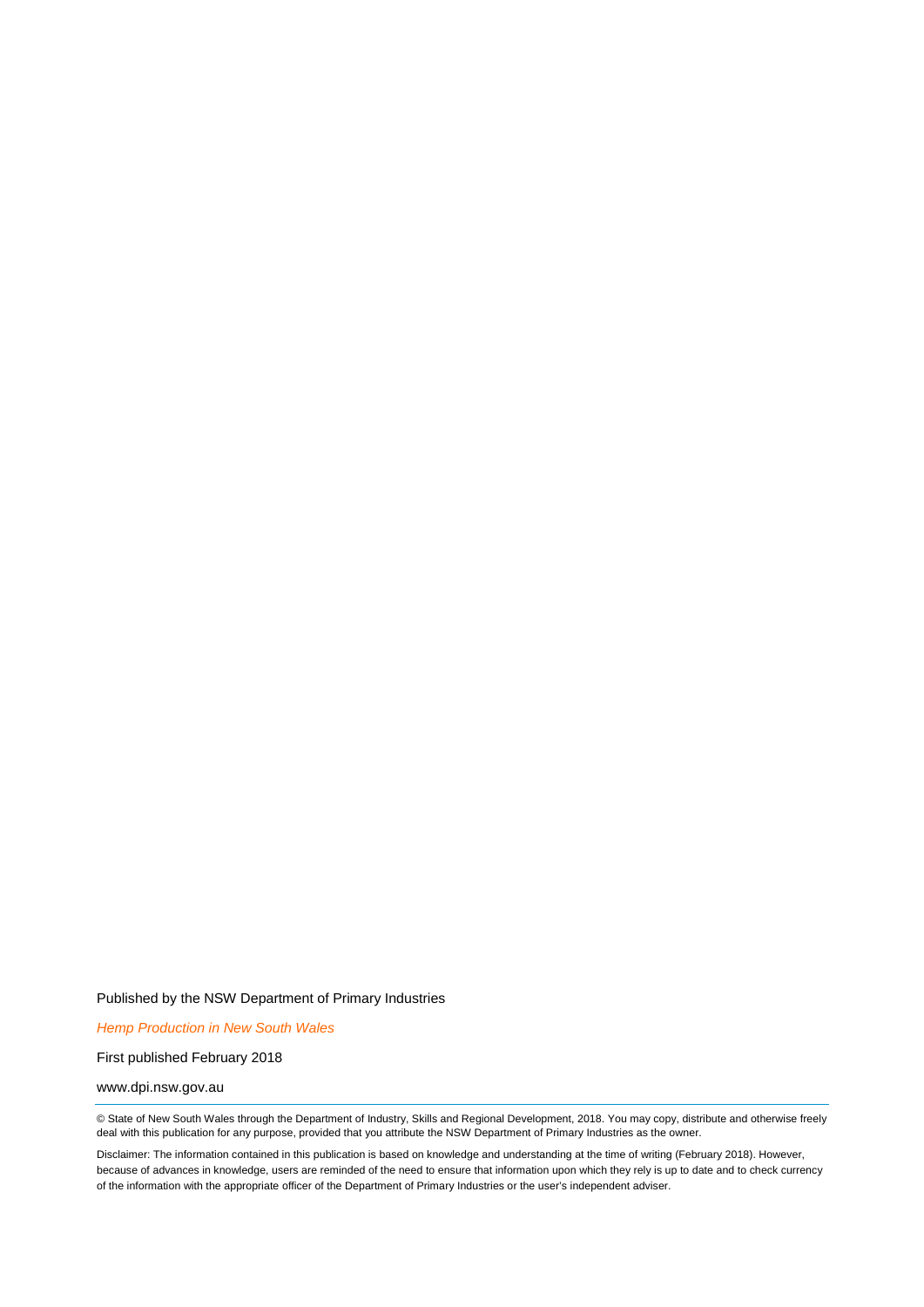Published by the NSW Department of Primary Industries

*Hemp Production in New South Wales*

First published February 2018

www.dpi.nsw.gov.au

---

© State of New South Wales through the Department of Industry, Skills and Regional Development, 2018. You may copy, distribute and otherwise freely deal with this publication for any purpose, provided that you attribute the NSW Department of Primary Industries as the owner.

Disclaimer: The information contained in this publication is based on knowledge and understanding at the time of writing (February 2018). However, because of advances in knowledge, users are reminded of the need to ensure that information upon which they rely is up to date and to check currency of the information with the appropriate officer of the Department of Primary Industries or the user's independent adviser.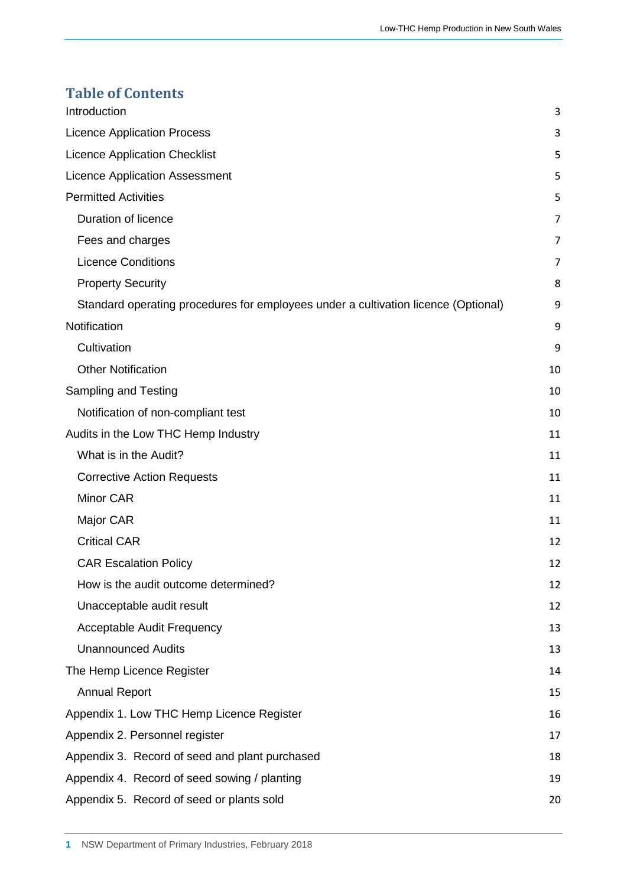# Table of Contents

| | |
|---|---|
| Introduction | 3 |
| Licence Application Process | 3 |
| Licence Application Checklist | 5 |
| Licence Application Assessment | 5 |
| Permitted Activities | 5 |
| Duration of licence | 7 |
| Fees and charges | 7 |
| Licence Conditions | 7 |
| Property Security | 8 |
| Standard operating procedures for employees under a cultivation licence (Optional) | 9 |
| Notification | 9 |
| Cultivation | 9 |
| Other Notification | 10 |
| Sampling and Testing | 10 |
| Notification of non-compliant test | 10 |
| Audits in the Low THC Hemp Industry | 11 |
| What is in the Audit? | 11 |
| Corrective Action Requests | 11 |
| Minor CAR | 11 |
| Major CAR | 11 |
| Critical CAR | 12 |
| CAR Escalation Policy | 12 |
| How is the audit outcome determined? | 12 |
| Unacceptable audit result | 12 |
| Acceptable Audit Frequency | 13 |
| Unannounced Audits | 13 |
| The Hemp Licence Register | 14 |
| Annual Report | 15 |
| Appendix 1. Low THC Hemp Licence Register | 16 |
| Appendix 2. Personnel register | 17 |
| Appendix 3. Record of seed and plant purchased | 18 |
| Appendix 4. Record of seed sowing / planting | 19 |
| Appendix 5. Record of seed or plants sold | 20 |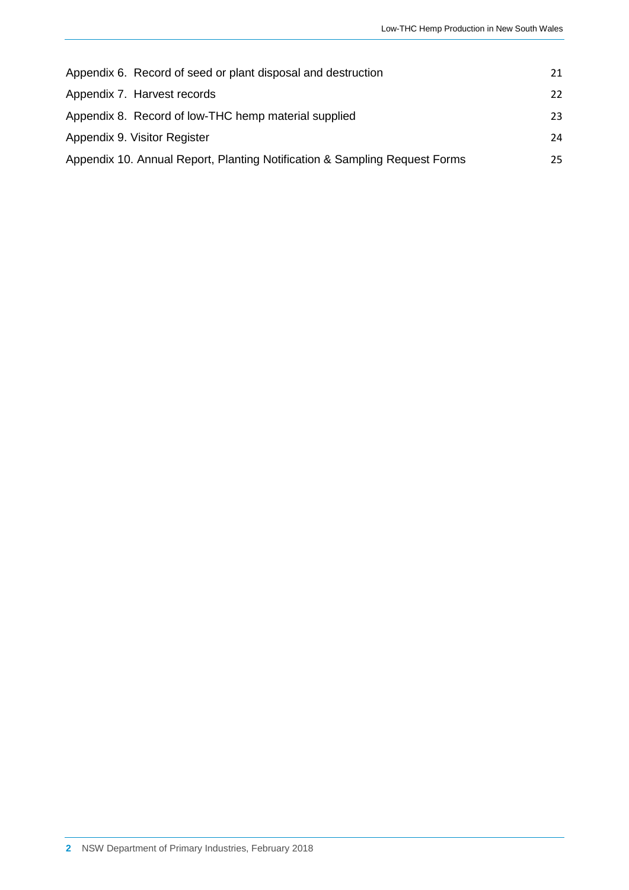Appendix 6. Record of seed or plant disposal and destruction 21

Appendix 7. Harvest records 22

Appendix 8. Record of low-THC hemp material supplied 23

Appendix 9. Visitor Register 24

Appendix 10. Annual Report, Planting Notification & Sampling Request Forms 25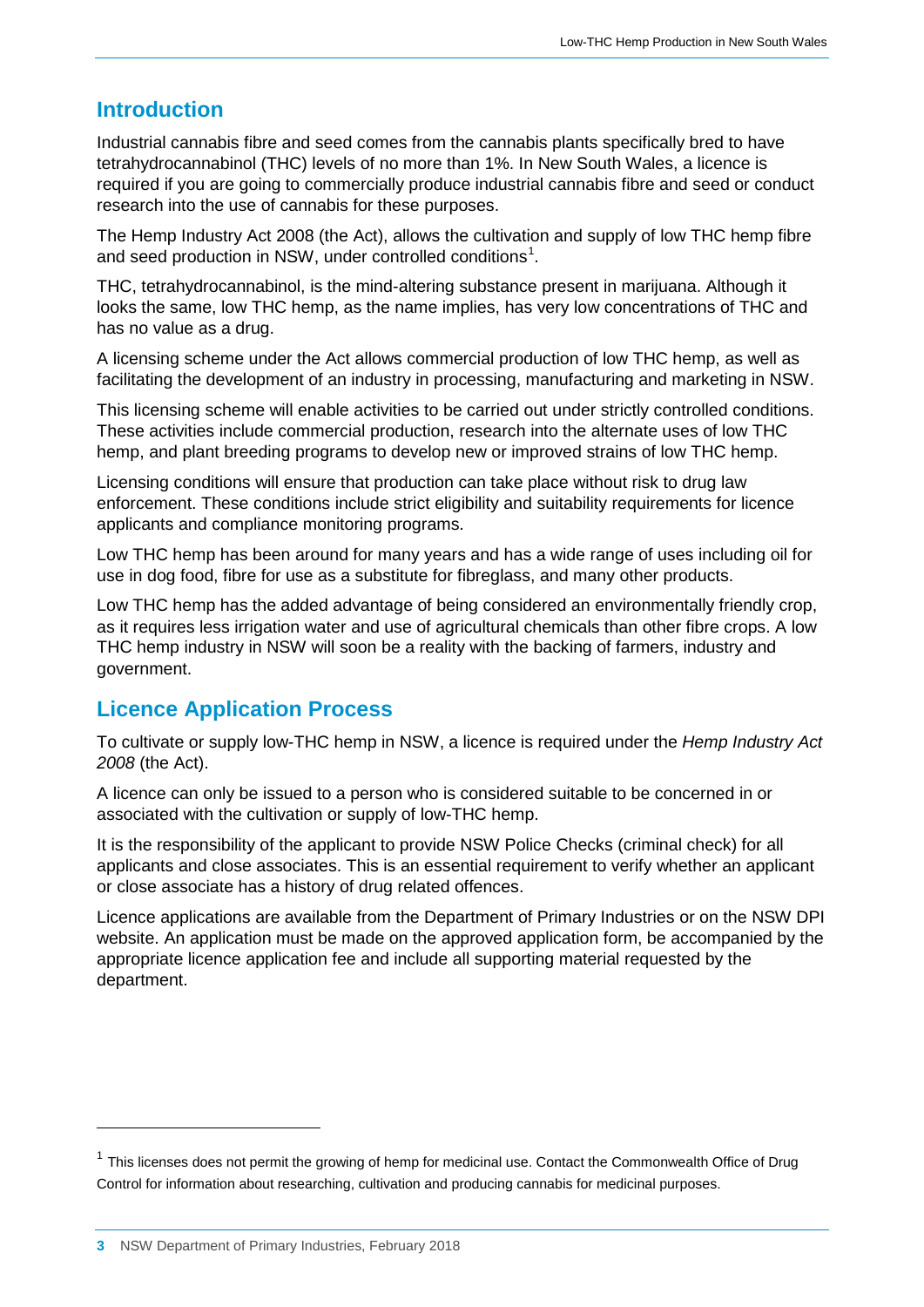## Introduction

Industrial cannabis fibre and seed comes from the cannabis plants specifically bred to have tetrahydrocannabinol (THC) levels of no more than 1%. In New South Wales, a licence is required if you are going to commercially produce industrial cannabis fibre and seed or conduct research into the use of cannabis for these purposes.

The Hemp Industry Act 2008 (the Act), allows the cultivation and supply of low THC hemp fibre and seed production in NSW, under controlled conditions[1].

THC, tetrahydrocannabinol, is the mind-altering substance present in marijuana. Although it looks the same, low THC hemp, as the name implies, has very low concentrations of THC and has no value as a drug.

A licensing scheme under the Act allows commercial production of low THC hemp, as well as facilitating the development of an industry in processing, manufacturing and marketing in NSW.

This licensing scheme will enable activities to be carried out under strictly controlled conditions. These activities include commercial production, research into the alternate uses of low THC hemp, and plant breeding programs to develop new or improved strains of low THC hemp.

Licensing conditions will ensure that production can take place without risk to drug law enforcement. These conditions include strict eligibility and suitability requirements for licence applicants and compliance monitoring programs.

Low THC hemp has been around for many years and has a wide range of uses including oil for use in dog food, fibre for use as a substitute for fibreglass, and many other products.

Low THC hemp has the added advantage of being considered an environmentally friendly crop, as it requires less irrigation water and use of agricultural chemicals than other fibre crops. A low THC hemp industry in NSW will soon be a reality with the backing of farmers, industry and government.

## Licence Application Process

To cultivate or supply low-THC hemp in NSW, a licence is required under the *Hemp Industry Act 2008* (the Act).

A licence can only be issued to a person who is considered suitable to be concerned in or associated with the cultivation or supply of low-THC hemp.

It is the responsibility of the applicant to provide NSW Police Checks (criminal check) for all applicants and close associates. This is an essential requirement to verify whether an applicant or close associate has a history of drug related offences.

Licence applications are available from the Department of Primary Industries or on the NSW DPI website. An application must be made on the approved application form, be accompanied by the appropriate licence application fee and include all supporting material requested by the department.

---

[1] This licenses does not permit the growing of hemp for medicinal use. Contact the Commonwealth Office of Drug Control for information about researching, cultivation and producing cannabis for medicinal purposes.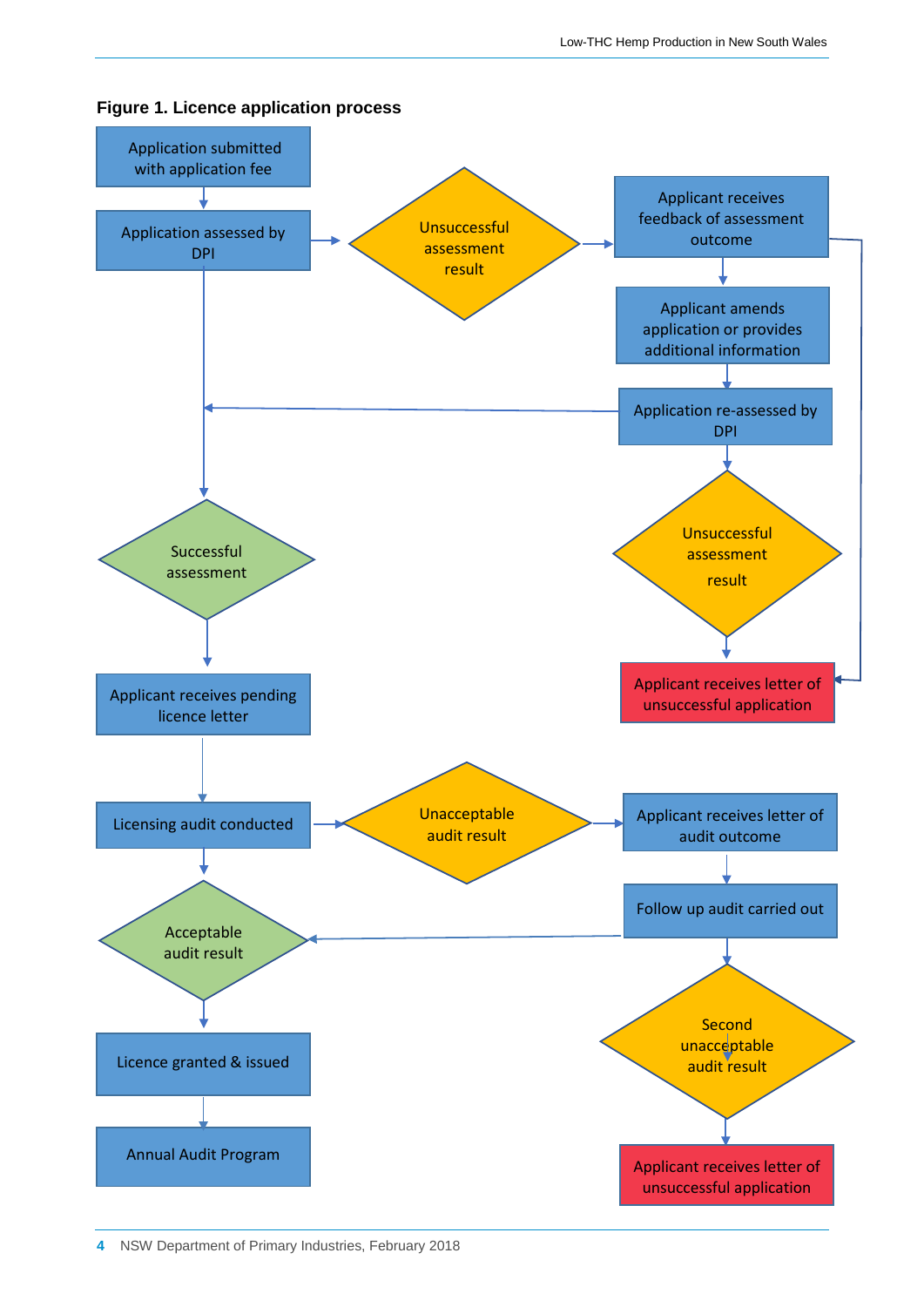**Figure 1. Licence application process**

- Application submitted with application fee
- Application assessed by DPI
- Unsuccessful assessment result
- Applicant receives feedback of assessment outcome
- Applicant amends application or provides additional information
- Application re-assessed by DPI
- Unsuccessful assessment result
- Applicant receives letter of unsuccessful application
- Successful assessment
- Applicant receives pending licence letter
- Licensing audit conducted
- Unacceptable audit result
- Applicant receives letter of audit outcome
- Follow up audit carried out
- Acceptable audit result
- Second unacceptable audit result
- Applicant receives letter of unsuccessful application
- Licence granted & issued
- Annual Audit Program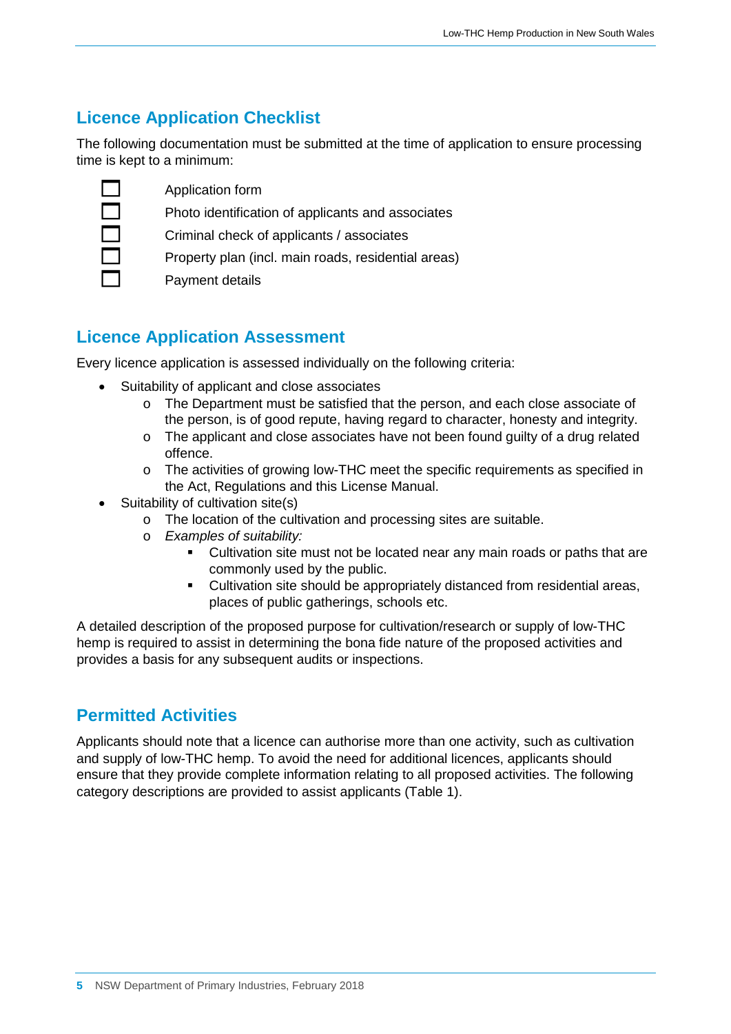## Licence Application Checklist

The following documentation must be submitted at the time of application to ensure processing time is kept to a minimum:

- [ ] Application form
- [ ] Photo identification of applicants and associates
- [ ] Criminal check of applicants / associates
- [ ] Property plan (incl. main roads, residential areas)
- [ ] Payment details

## Licence Application Assessment

Every licence application is assessed individually on the following criteria:

- Suitability of applicant and close associates
  - The Department must be satisfied that the person, and each close associate of the person, is of good repute, having regard to character, honesty and integrity.
  - The applicant and close associates have not been found guilty of a drug related offence.
  - The activities of growing low-THC meet the specific requirements as specified in the Act, Regulations and this License Manual.
- Suitability of cultivation site(s)
  - The location of the cultivation and processing sites are suitable.
  - *Examples of suitability:*
    - Cultivation site must not be located near any main roads or paths that are commonly used by the public.
    - Cultivation site should be appropriately distanced from residential areas, places of public gatherings, schools etc.

A detailed description of the proposed purpose for cultivation/research or supply of low-THC hemp is required to assist in determining the bona fide nature of the proposed activities and provides a basis for any subsequent audits or inspections.

## Permitted Activities

Applicants should note that a licence can authorise more than one activity, such as cultivation and supply of low-THC hemp. To avoid the need for additional licences, applicants should ensure that they provide complete information relating to all proposed activities. The following category descriptions are provided to assist applicants (Table 1).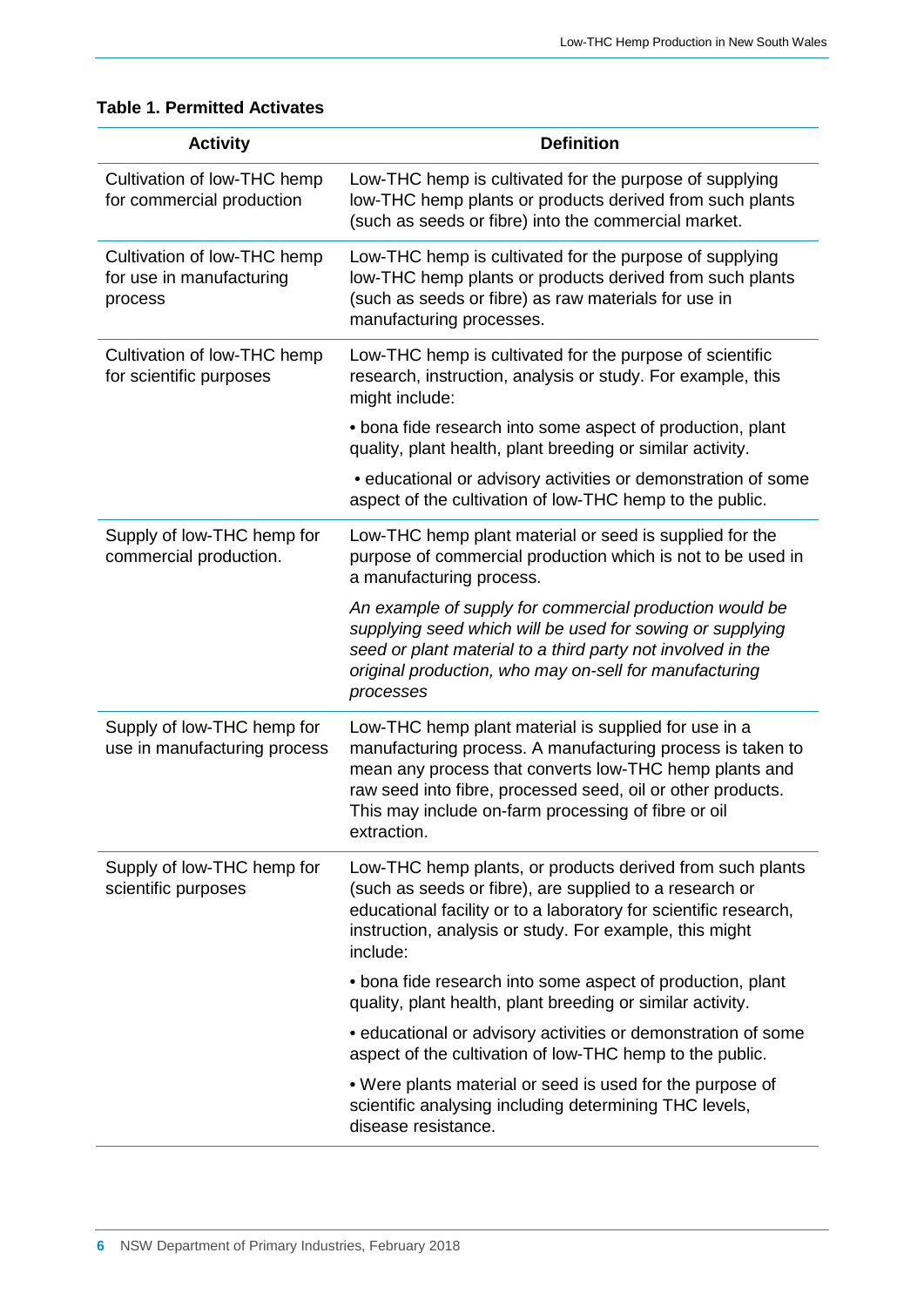**Table 1. Permitted Activates**

| Activity | Definition |
|---|---|
| Cultivation of low-THC hemp for commercial production | Low-THC hemp is cultivated for the purpose of supplying low-THC hemp plants or products derived from such plants (such as seeds or fibre) into the commercial market. |
| Cultivation of low-THC hemp for use in manufacturing process | Low-THC hemp is cultivated for the purpose of supplying low-THC hemp plants or products derived from such plants (such as seeds or fibre) as raw materials for use in manufacturing processes. |
| Cultivation of low-THC hemp for scientific purposes | Low-THC hemp is cultivated for the purpose of scientific research, instruction, analysis or study. For example, this might include:<br><br>• bona fide research into some aspect of production, plant quality, plant health, plant breeding or similar activity.<br><br>• educational or advisory activities or demonstration of some aspect of the cultivation of low-THC hemp to the public. |
| Supply of low-THC hemp for commercial production. | Low-THC hemp plant material or seed is supplied for the purpose of commercial production which is not to be used in a manufacturing process.<br><br>*An example of supply for commercial production would be supplying seed which will be used for sowing or supplying seed or plant material to a third party not involved in the original production, who may on-sell for manufacturing processes* |
| Supply of low-THC hemp for use in manufacturing process | Low-THC hemp plant material is supplied for use in a manufacturing process. A manufacturing process is taken to mean any process that converts low-THC hemp plants and raw seed into fibre, processed seed, oil or other products. This may include on-farm processing of fibre or oil extraction. |
| Supply of low-THC hemp for scientific purposes | Low-THC hemp plants, or products derived from such plants (such as seeds or fibre), are supplied to a research or educational facility or to a laboratory for scientific research, instruction, analysis or study. For example, this might include:<br><br>• bona fide research into some aspect of production, plant quality, plant health, plant breeding or similar activity.<br><br>• educational or advisory activities or demonstration of some aspect of the cultivation of low-THC hemp to the public.<br><br>• Were plants material or seed is used for the purpose of scientific analysing including determining THC levels, disease resistance. |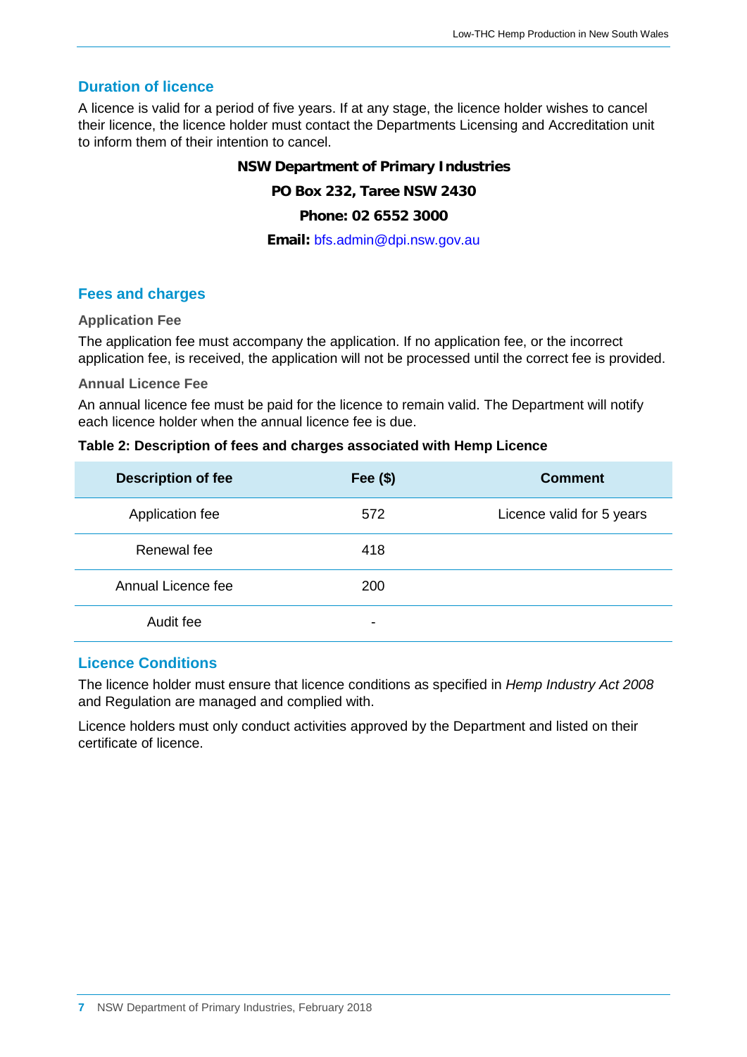## Duration of licence

A licence is valid for a period of five years. If at any stage, the licence holder wishes to cancel their licence, the licence holder must contact the Departments Licensing and Accreditation unit to inform them of their intention to cancel.

**NSW Department of Primary Industries**

**PO Box 232, Taree NSW 2430**

**Phone: 02 6552 3000**

**Email:** bfs.admin@dpi.nsw.gov.au

## Fees and charges

### Application Fee

The application fee must accompany the application. If no application fee, or the incorrect application fee, is received, the application will not be processed until the correct fee is provided.

### Annual Licence Fee

An annual licence fee must be paid for the licence to remain valid. The Department will notify each licence holder when the annual licence fee is due.

**Table 2: Description of fees and charges associated with Hemp Licence**

| Description of fee | Fee ($) | Comment |
|---|---|---|
| Application fee | 572 | Licence valid for 5 years |
| Renewal fee | 418 | |
| Annual Licence fee | 200 | |
| Audit fee | - | |

## Licence Conditions

The licence holder must ensure that licence conditions as specified in *Hemp Industry Act 2008* and Regulation are managed and complied with.

Licence holders must only conduct activities approved by the Department and listed on their certificate of licence.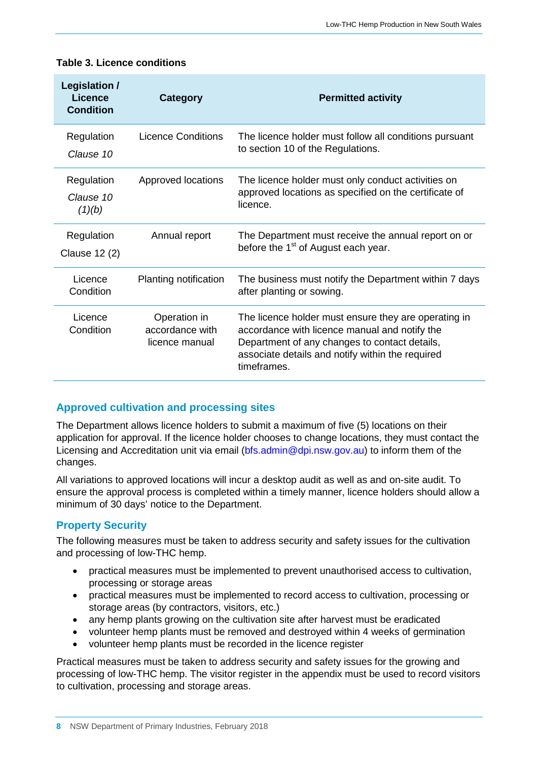**Table 3. Licence conditions**

| Legislation / Licence Condition | Category | Permitted activity |
|---|---|---|
| Regulation *Clause 10* | Licence Conditions | The licence holder must follow all conditions pursuant to section 10 of the Regulations. |
| Regulation *Clause 10 (1)(b)* | Approved locations | The licence holder must only conduct activities on approved locations as specified on the certificate of licence. |
| Regulation Clause 12 (2) | Annual report | The Department must receive the annual report on or before the 1st of August each year. |
| Licence Condition | Planting notification | The business must notify the Department within 7 days after planting or sowing. |
| Licence Condition | Operation in accordance with licence manual | The licence holder must ensure they are operating in accordance with licence manual and notify the Department of any changes to contact details, associate details and notify within the required timeframes. |

## Approved cultivation and processing sites

The Department allows licence holders to submit a maximum of five (5) locations on their application for approval. If the licence holder chooses to change locations, they must contact the Licensing and Accreditation unit via email (bfs.admin@dpi.nsw.gov.au) to inform them of the changes.

All variations to approved locations will incur a desktop audit as well as and on-site audit. To ensure the approval process is completed within a timely manner, licence holders should allow a minimum of 30 days' notice to the Department.

## Property Security

The following measures must be taken to address security and safety issues for the cultivation and processing of low-THC hemp.

- practical measures must be implemented to prevent unauthorised access to cultivation, processing or storage areas
- practical measures must be implemented to record access to cultivation, processing or storage areas (by contractors, visitors, etc.)
- any hemp plants growing on the cultivation site after harvest must be eradicated
- volunteer hemp plants must be removed and destroyed within 4 weeks of germination
- volunteer hemp plants must be recorded in the licence register

Practical measures must be taken to address security and safety issues for the growing and processing of low-THC hemp. The visitor register in the appendix must be used to record visitors to cultivation, processing and storage areas.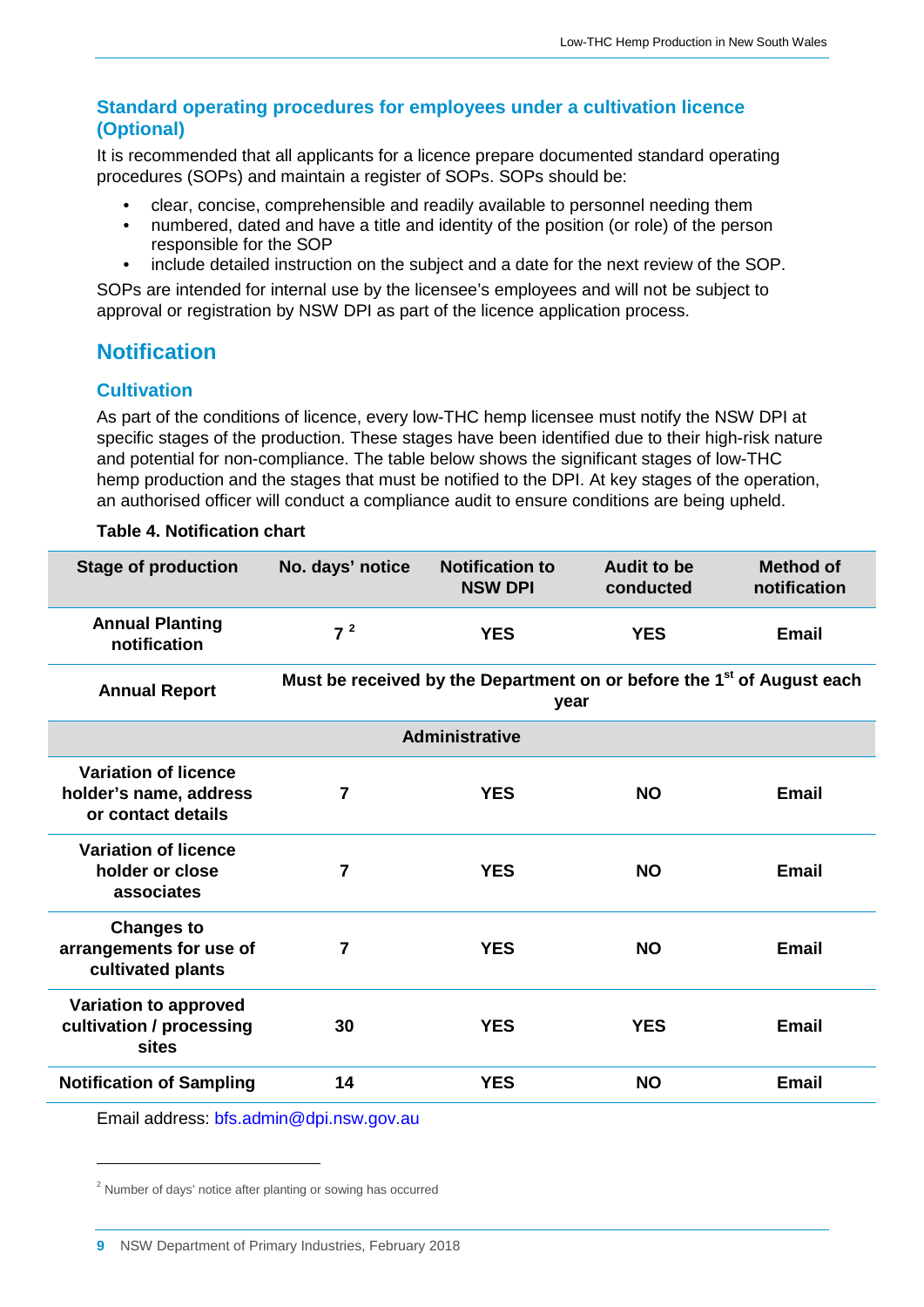### Standard operating procedures for employees under a cultivation licence (Optional)

It is recommended that all applicants for a licence prepare documented standard operating procedures (SOPs) and maintain a register of SOPs. SOPs should be:

- clear, concise, comprehensible and readily available to personnel needing them
- numbered, dated and have a title and identity of the position (or role) of the person responsible for the SOP
- include detailed instruction on the subject and a date for the next review of the SOP.

SOPs are intended for internal use by the licensee's employees and will not be subject to approval or registration by NSW DPI as part of the licence application process.

## Notification

### Cultivation

As part of the conditions of licence, every low-THC hemp licensee must notify the NSW DPI at specific stages of the production. These stages have been identified due to their high-risk nature and potential for non-compliance. The table below shows the significant stages of low-THC hemp production and the stages that must be notified to the DPI. At key stages of the operation, an authorised officer will conduct a compliance audit to ensure conditions are being upheld.

**Table 4. Notification chart**

| Stage of production | No. days' notice | Notification to NSW DPI | Audit to be conducted | Method of notification |
|---|---|---|---|---|
| **Annual Planting notification** | **7** [2] | **YES** | **YES** | **Email** |
| **Annual Report** | **Must be received by the Department on or before the 1st of August each year** | | | |
| **Administrative** | | | | |
| **Variation of licence holder's name, address or contact details** | **7** | **YES** | **NO** | **Email** |
| **Variation of licence holder or close associates** | **7** | **YES** | **NO** | **Email** |
| **Changes to arrangements for use of cultivated plants** | **7** | **YES** | **NO** | **Email** |
| **Variation to approved cultivation / processing sites** | **30** | **YES** | **YES** | **Email** |
| **Notification of Sampling** | **14** | **YES** | **NO** | **Email** |

Email address: bfs.admin@dpi.nsw.gov.au

[2] Number of days' notice after planting or sowing has occurred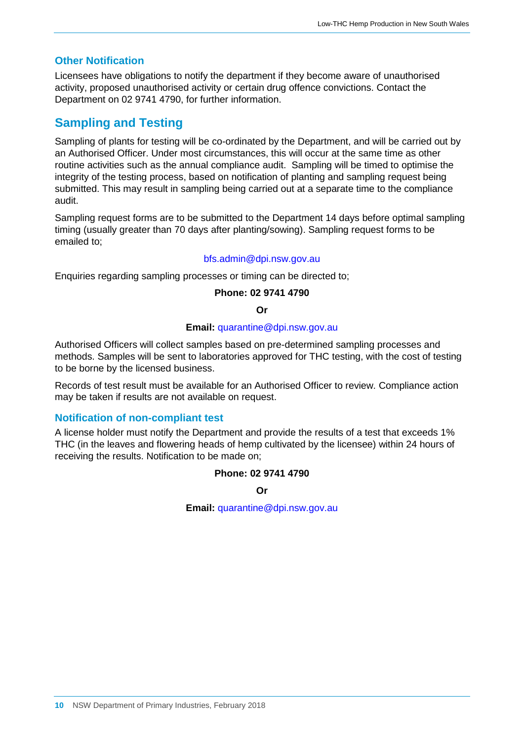### Other Notification

Licensees have obligations to notify the department if they become aware of unauthorised activity, proposed unauthorised activity or certain drug offence convictions. Contact the Department on 02 9741 4790, for further information.

## Sampling and Testing

Sampling of plants for testing will be co-ordinated by the Department, and will be carried out by an Authorised Officer. Under most circumstances, this will occur at the same time as other routine activities such as the annual compliance audit. Sampling will be timed to optimise the integrity of the testing process, based on notification of planting and sampling request being submitted. This may result in sampling being carried out at a separate time to the compliance audit.

Sampling request forms are to be submitted to the Department 14 days before optimal sampling timing (usually greater than 70 days after planting/sowing). Sampling request forms to be emailed to;

bfs.admin@dpi.nsw.gov.au

Enquiries regarding sampling processes or timing can be directed to;

**Phone: 02 9741 4790**

**Or**

**Email:** quarantine@dpi.nsw.gov.au

Authorised Officers will collect samples based on pre-determined sampling processes and methods. Samples will be sent to laboratories approved for THC testing, with the cost of testing to be borne by the licensed business.

Records of test result must be available for an Authorised Officer to review. Compliance action may be taken if results are not available on request.

### Notification of non-compliant test

A license holder must notify the Department and provide the results of a test that exceeds 1% THC (in the leaves and flowering heads of hemp cultivated by the licensee) within 24 hours of receiving the results. Notification to be made on;

**Phone: 02 9741 4790**

**Or**

**Email:** quarantine@dpi.nsw.gov.au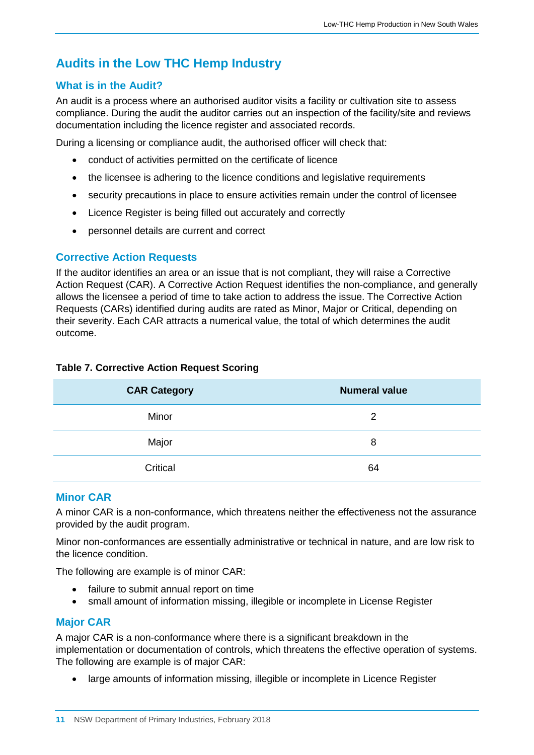# Audits in the Low THC Hemp Industry

## What is in the Audit?

An audit is a process where an authorised auditor visits a facility or cultivation site to assess compliance. During the audit the auditor carries out an inspection of the facility/site and reviews documentation including the licence register and associated records.

During a licensing or compliance audit, the authorised officer will check that:

- conduct of activities permitted on the certificate of licence
- the licensee is adhering to the licence conditions and legislative requirements
- security precautions in place to ensure activities remain under the control of licensee
- Licence Register is being filled out accurately and correctly
- personnel details are current and correct

## Corrective Action Requests

If the auditor identifies an area or an issue that is not compliant, they will raise a Corrective Action Request (CAR). A Corrective Action Request identifies the non-compliance, and generally allows the licensee a period of time to take action to address the issue. The Corrective Action Requests (CARs) identified during audits are rated as Minor, Major or Critical, depending on their severity. Each CAR attracts a numerical value, the total of which determines the audit outcome.

**Table 7. Corrective Action Request Scoring**

| CAR Category | Numeral value |
|---|---|
| Minor | 2 |
| Major | 8 |
| Critical | 64 |

## Minor CAR

A minor CAR is a non-conformance, which threatens neither the effectiveness not the assurance provided by the audit program.

Minor non-conformances are essentially administrative or technical in nature, and are low risk to the licence condition.

The following are example is of minor CAR:

- failure to submit annual report on time
- small amount of information missing, illegible or incomplete in License Register

## Major CAR

A major CAR is a non-conformance where there is a significant breakdown in the implementation or documentation of controls, which threatens the effective operation of systems. The following are example is of major CAR:

- large amounts of information missing, illegible or incomplete in Licence Register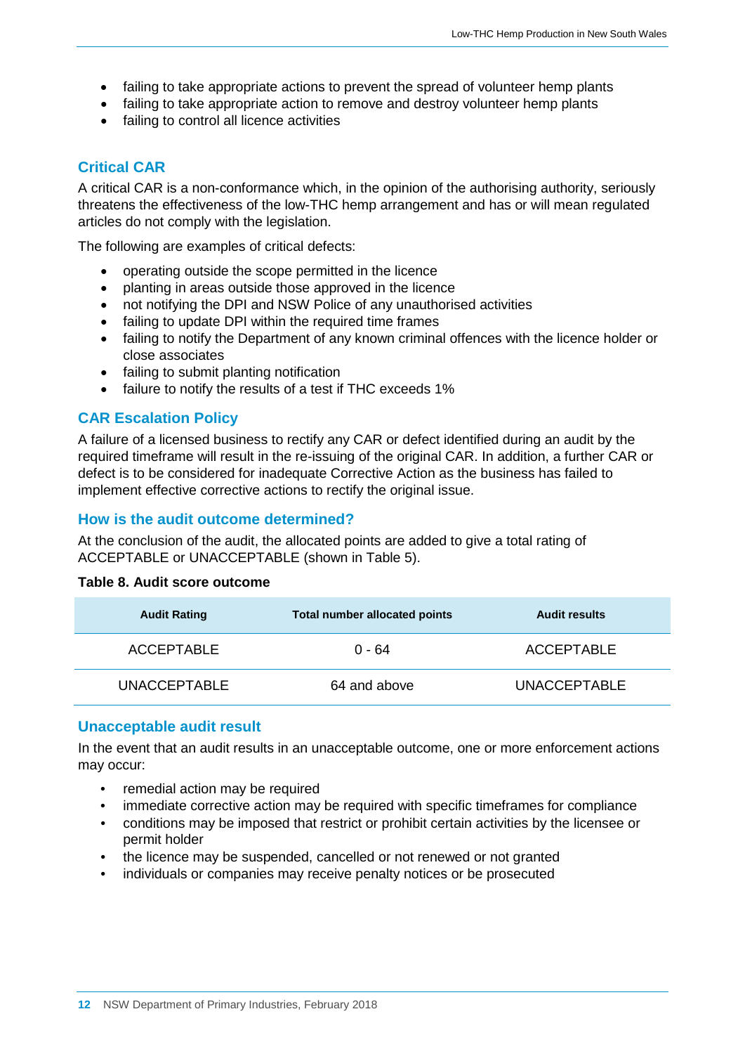- failing to take appropriate actions to prevent the spread of volunteer hemp plants
- failing to take appropriate action to remove and destroy volunteer hemp plants
- failing to control all licence activities

## Critical CAR

A critical CAR is a non-conformance which, in the opinion of the authorising authority, seriously threatens the effectiveness of the low-THC hemp arrangement and has or will mean regulated articles do not comply with the legislation.

The following are examples of critical defects:

- operating outside the scope permitted in the licence
- planting in areas outside those approved in the licence
- not notifying the DPI and NSW Police of any unauthorised activities
- failing to update DPI within the required time frames
- failing to notify the Department of any known criminal offences with the licence holder or close associates
- failing to submit planting notification
- failure to notify the results of a test if THC exceeds 1%

## CAR Escalation Policy

A failure of a licensed business to rectify any CAR or defect identified during an audit by the required timeframe will result in the re-issuing of the original CAR. In addition, a further CAR or defect is to be considered for inadequate Corrective Action as the business has failed to implement effective corrective actions to rectify the original issue.

## How is the audit outcome determined?

At the conclusion of the audit, the allocated points are added to give a total rating of ACCEPTABLE or UNACCEPTABLE (shown in Table 5).

**Table 8. Audit score outcome**

| Audit Rating | Total number allocated points | Audit results |
|---|---|---|
| ACCEPTABLE | 0 - 64 | ACCEPTABLE |
| UNACCEPTABLE | 64 and above | UNACCEPTABLE |

## Unacceptable audit result

In the event that an audit results in an unacceptable outcome, one or more enforcement actions may occur:

- remedial action may be required
- immediate corrective action may be required with specific timeframes for compliance
- conditions may be imposed that restrict or prohibit certain activities by the licensee or permit holder
- the licence may be suspended, cancelled or not renewed or not granted
- individuals or companies may receive penalty notices or be prosecuted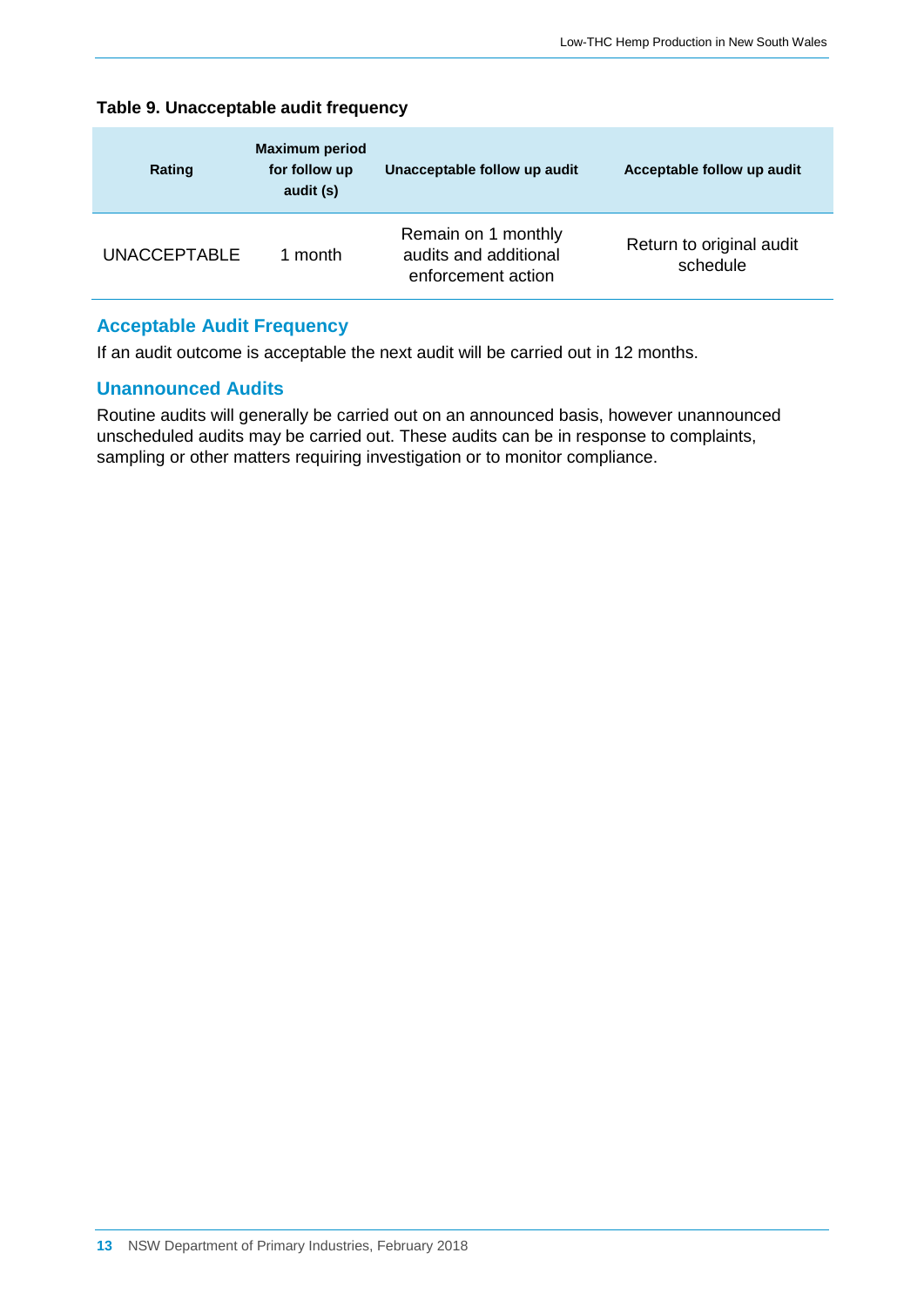**Table 9. Unacceptable audit frequency**

| Rating | Maximum period for follow up audit (s) | Unacceptable follow up audit | Acceptable follow up audit |
|---|---|---|---|
| UNACCEPTABLE | 1 month | Remain on 1 monthly audits and additional enforcement action | Return to original audit schedule |

## Acceptable Audit Frequency

If an audit outcome is acceptable the next audit will be carried out in 12 months.

## Unannounced Audits

Routine audits will generally be carried out on an announced basis, however unannounced unscheduled audits may be carried out. These audits can be in response to complaints, sampling or other matters requiring investigation or to monitor compliance.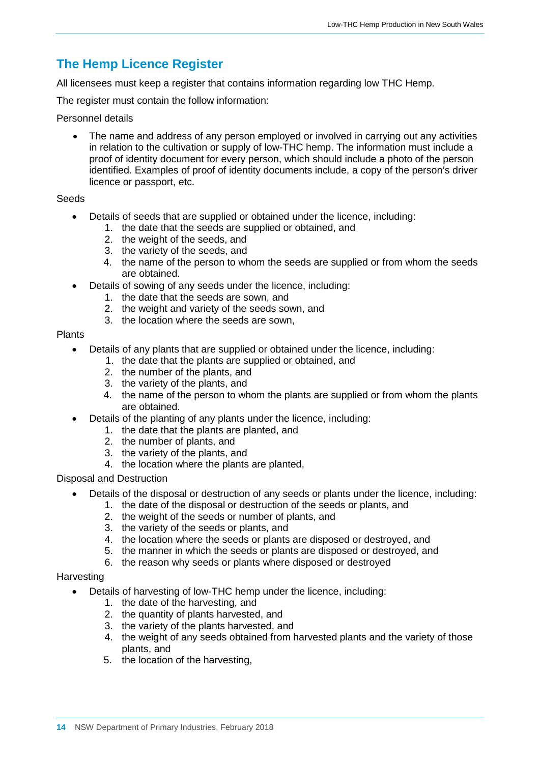## The Hemp Licence Register

All licensees must keep a register that contains information regarding low THC Hemp.

The register must contain the follow information:

Personnel details

- The name and address of any person employed or involved in carrying out any activities in relation to the cultivation or supply of low-THC hemp. The information must include a proof of identity document for every person, which should include a photo of the person identified. Examples of proof of identity documents include, a copy of the person's driver licence or passport, etc.

Seeds

- Details of seeds that are supplied or obtained under the licence, including:
    1. the date that the seeds are supplied or obtained, and
    2. the weight of the seeds, and
    3. the variety of the seeds, and
    4. the name of the person to whom the seeds are supplied or from whom the seeds are obtained.
- Details of sowing of any seeds under the licence, including:
    1. the date that the seeds are sown, and
    2. the weight and variety of the seeds sown, and
    3. the location where the seeds are sown,

Plants

- Details of any plants that are supplied or obtained under the licence, including:
    1. the date that the plants are supplied or obtained, and
    2. the number of the plants, and
    3. the variety of the plants, and
    4. the name of the person to whom the plants are supplied or from whom the plants are obtained.
- Details of the planting of any plants under the licence, including:
    1. the date that the plants are planted, and
    2. the number of plants, and
    3. the variety of the plants, and
    4. the location where the plants are planted,

Disposal and Destruction

- Details of the disposal or destruction of any seeds or plants under the licence, including:
    1. the date of the disposal or destruction of the seeds or plants, and
    2. the weight of the seeds or number of plants, and
    3. the variety of the seeds or plants, and
    4. the location where the seeds or plants are disposed or destroyed, and
    5. the manner in which the seeds or plants are disposed or destroyed, and
    6. the reason why seeds or plants where disposed or destroyed

Harvesting

- Details of harvesting of low-THC hemp under the licence, including:
    1. the date of the harvesting, and
    2. the quantity of plants harvested, and
    3. the variety of the plants harvested, and
    4. the weight of any seeds obtained from harvested plants and the variety of those plants, and
    5. the location of the harvesting,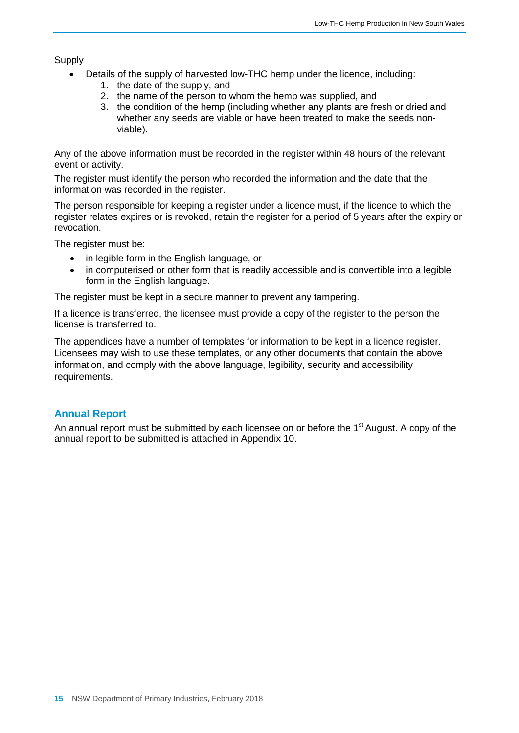Supply

- Details of the supply of harvested low-THC hemp under the licence, including:
    1. the date of the supply, and
    2. the name of the person to whom the hemp was supplied, and
    3. the condition of the hemp (including whether any plants are fresh or dried and whether any seeds are viable or have been treated to make the seeds non-viable).

Any of the above information must be recorded in the register within 48 hours of the relevant event or activity.

The register must identify the person who recorded the information and the date that the information was recorded in the register.

The person responsible for keeping a register under a licence must, if the licence to which the register relates expires or is revoked, retain the register for a period of 5 years after the expiry or revocation.

The register must be:

- in legible form in the English language, or
- in computerised or other form that is readily accessible and is convertible into a legible form in the English language.

The register must be kept in a secure manner to prevent any tampering.

If a licence is transferred, the licensee must provide a copy of the register to the person the license is transferred to.

The appendices have a number of templates for information to be kept in a licence register. Licensees may wish to use these templates, or any other documents that contain the above information, and comply with the above language, legibility, security and accessibility requirements.

## Annual Report

An annual report must be submitted by each licensee on or before the 1st August. A copy of the annual report to be submitted is attached in Appendix 10.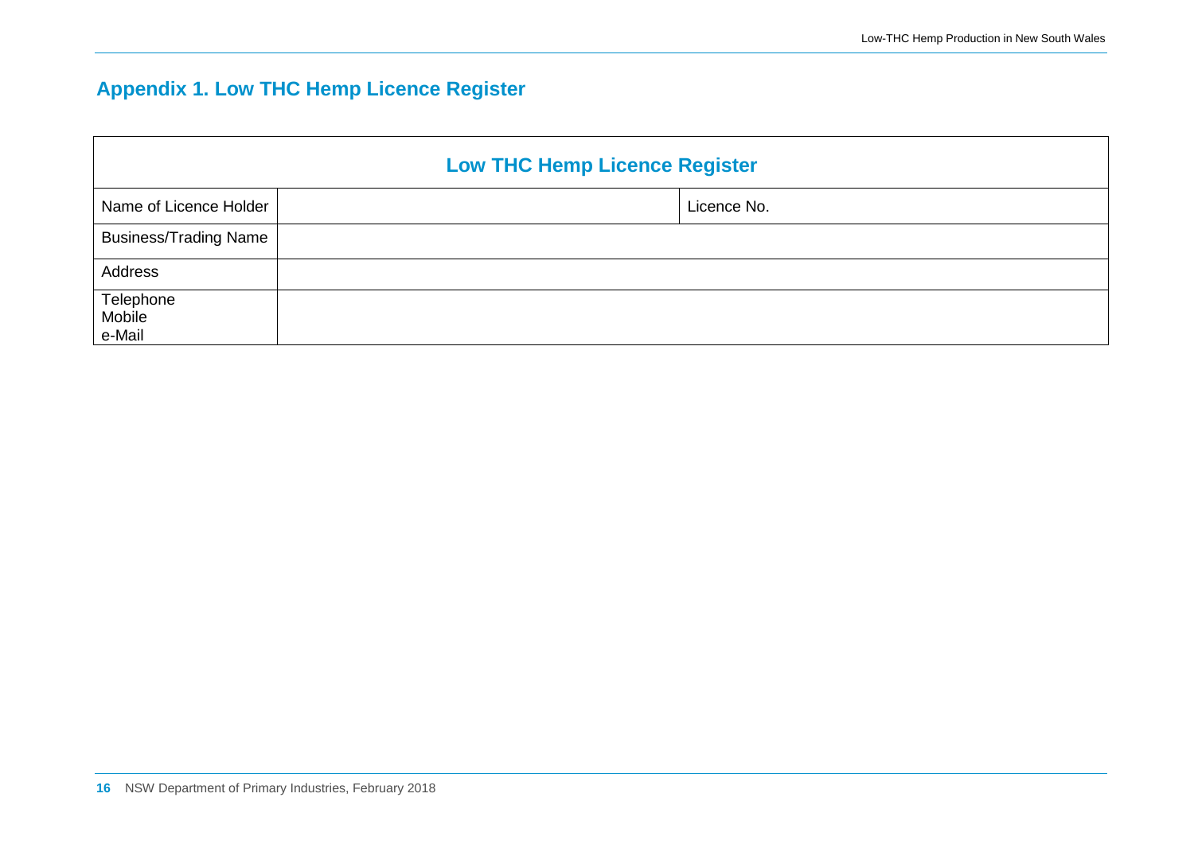## Appendix 1. Low THC Hemp Licence Register

| Low THC Hemp Licence Register | | |
|---|---|---|
| Name of Licence Holder | | Licence No. |
| Business/Trading Name | | |
| Address | | |
| Telephone<br>Mobile<br>e-Mail | | |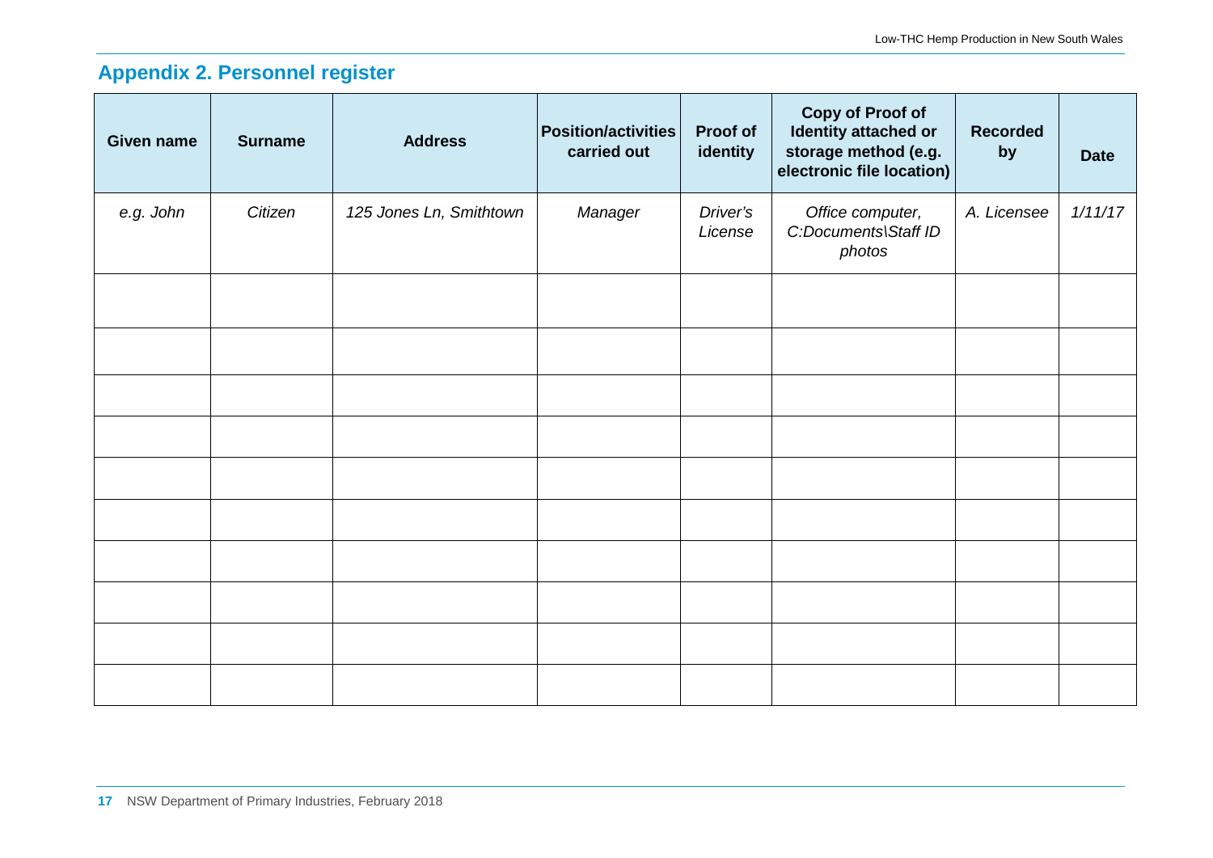## Appendix 2. Personnel register

| Given name | Surname | Address | Position/activities carried out | Proof of identity | Copy of Proof of Identity attached or storage method (e.g. electronic file location) | Recorded by | Date |
|---|---|---|---|---|---|---|---|
| *e.g. John* | *Citizen* | *125 Jones Ln, Smithtown* | *Manager* | *Driver's License* | *Office computer, C:Documents\Staff ID photos* | *A. Licensee* | *1/11/17* |
| | | | | | | | |
| | | | | | | | |
| | | | | | | | |
| | | | | | | | |
| | | | | | | | |
| | | | | | | | |
| | | | | | | | |
| | | | | | | | |
| | | | | | | | |
| | | | | | | | |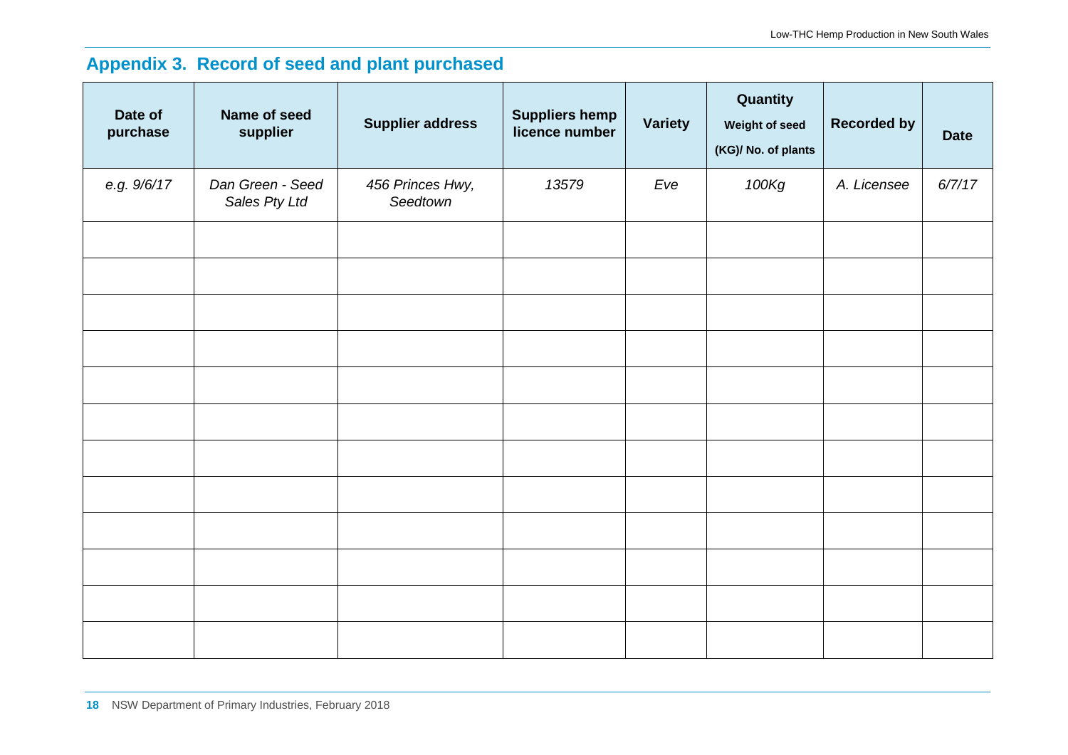## Appendix 3. Record of seed and plant purchased

| Date of purchase | Name of seed supplier | Supplier address | Suppliers hemp licence number | Variety | Quantity Weight of seed (KG)/ No. of plants | Recorded by | Date |
|---|---|---|---|---|---|---|---|
| *e.g. 9/6/17* | *Dan Green - Seed Sales Pty Ltd* | *456 Princes Hwy, Seedtown* | *13579* | *Eve* | *100Kg* | *A. Licensee* | *6/7/17* |
| | | | | | | | |
| | | | | | | | |
| | | | | | | | |
| | | | | | | | |
| | | | | | | | |
| | | | | | | | |
| | | | | | | | |
| | | | | | | | |
| | | | | | | | |
| | | | | | | | |
| | | | | | | | |
| | | | | | | | |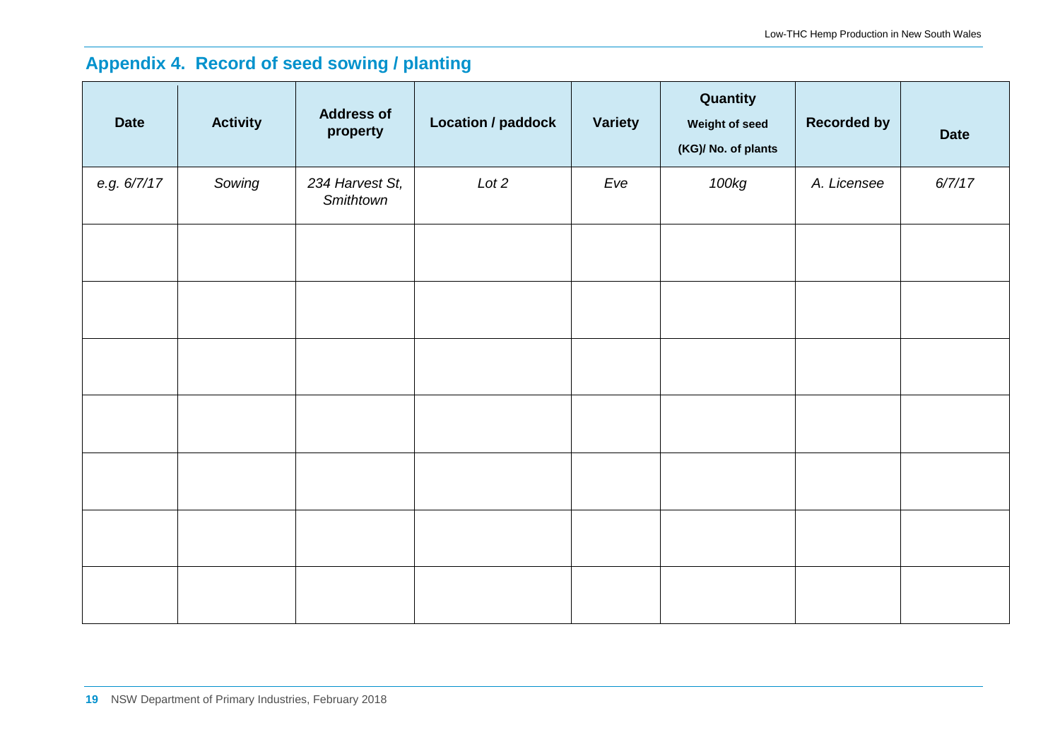## Appendix 4. Record of seed sowing / planting

| Date | Activity | Address of property | Location / paddock | Variety | Quantity Weight of seed (KG)/ No. of plants | Recorded by | Date |
|---|---|---|---|---|---|---|---|
| *e.g. 6/7/17* | *Sowing* | *234 Harvest St, Smithtown* | *Lot 2* | *Eve* | *100kg* | *A. Licensee* | *6/7/17* |
| | | | | | | | |
| | | | | | | | |
| | | | | | | | |
| | | | | | | | |
| | | | | | | | |
| | | | | | | | |
| | | | | | | | |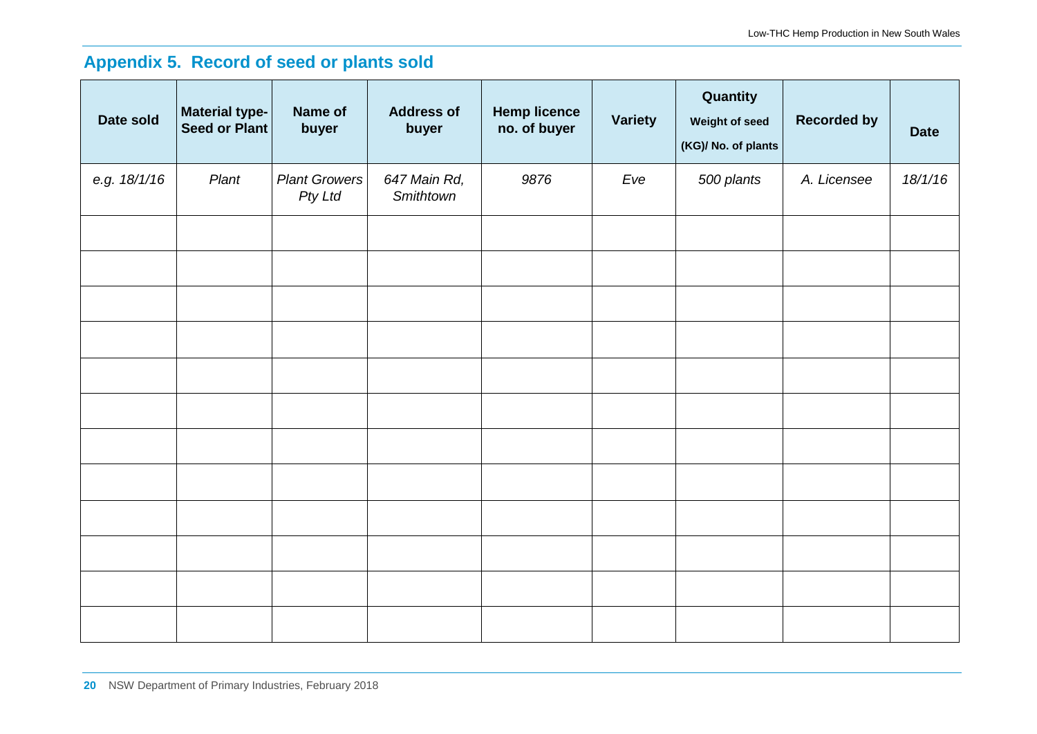## Appendix 5. Record of seed or plants sold

| Date sold | Material type- Seed or Plant | Name of buyer | Address of buyer | Hemp licence no. of buyer | Variety | Quantity Weight of seed (KG)/ No. of plants | Recorded by | Date |
|---|---|---|---|---|---|---|---|---|
| *e.g. 18/1/16* | *Plant* | *Plant Growers Pty Ltd* | *647 Main Rd, Smithtown* | *9876* | *Eve* | *500 plants* | *A. Licensee* | *18/1/16* |
| | | | | | | | | |
| | | | | | | | | |
| | | | | | | | | |
| | | | | | | | | |
| | | | | | | | | |
| | | | | | | | | |
| | | | | | | | | |
| | | | | | | | | |
| | | | | | | | | |
| | | | | | | | | |
| | | | | | | | | |
| | | | | | | | | |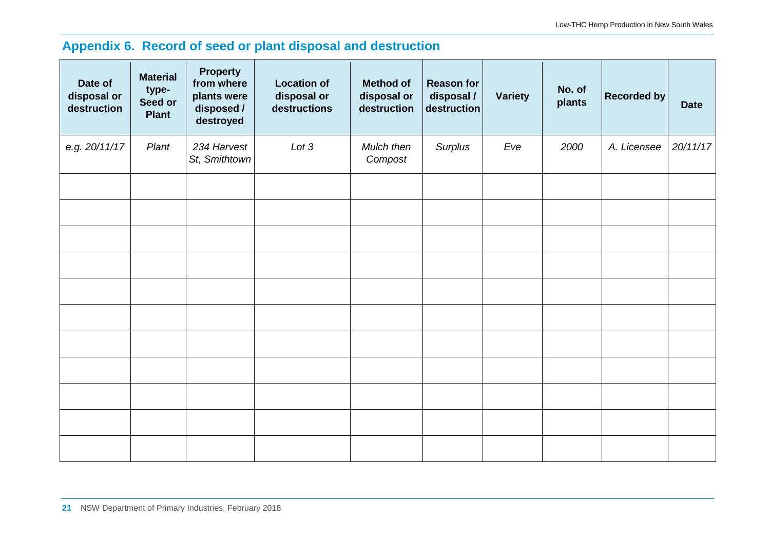## Appendix 6. Record of seed or plant disposal and destruction

| Date of disposal or destruction | Material type- Seed or Plant | Property from where plants were disposed / destroyed | Location of disposal or destructions | Method of disposal or destruction | Reason for disposal / destruction | Variety | No. of plants | Recorded by | Date |
|---|---|---|---|---|---|---|---|---|---|
| *e.g. 20/11/17* | *Plant* | *234 Harvest St, Smithtown* | *Lot 3* | *Mulch then Compost* | *Surplus* | *Eve* | *2000* | *A. Licensee* | *20/11/17* |
| | | | | | | | | | |
| | | | | | | | | | |
| | | | | | | | | | |
| | | | | | | | | | |
| | | | | | | | | | |
| | | | | | | | | | |
| | | | | | | | | | |
| | | | | | | | | | |
| | | | | | | | | | |
| | | | | | | | | | |
| | | | | | | | | | |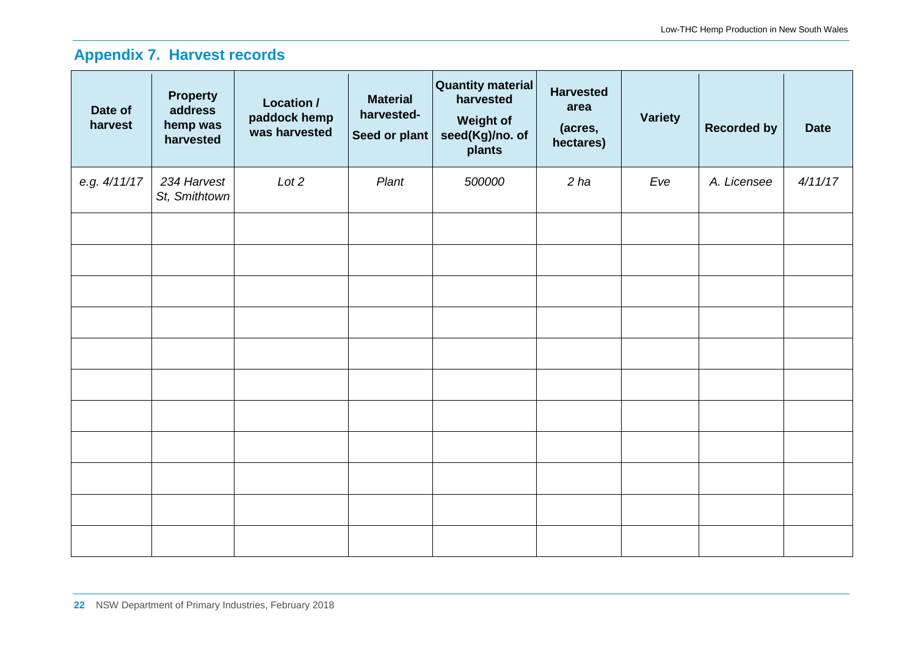## Appendix 7. Harvest records

| Date of harvest | Property address hemp was harvested | Location / paddock hemp was harvested | Material harvested- Seed or plant | Quantity material harvested Weight of seed(Kg)/no. of plants | Harvested area (acres, hectares) | Variety | Recorded by | Date |
|---|---|---|---|---|---|---|---|---|
| *e.g. 4/11/17* | *234 Harvest St, Smithtown* | *Lot 2* | *Plant* | *500000* | *2 ha* | *Eve* | *A. Licensee* | *4/11/17* |
| | | | | | | | | |
| | | | | | | | | |
| | | | | | | | | |
| | | | | | | | | |
| | | | | | | | | |
| | | | | | | | | |
| | | | | | | | | |
| | | | | | | | | |
| | | | | | | | | |
| | | | | | | | | |
| | | | | | | | | |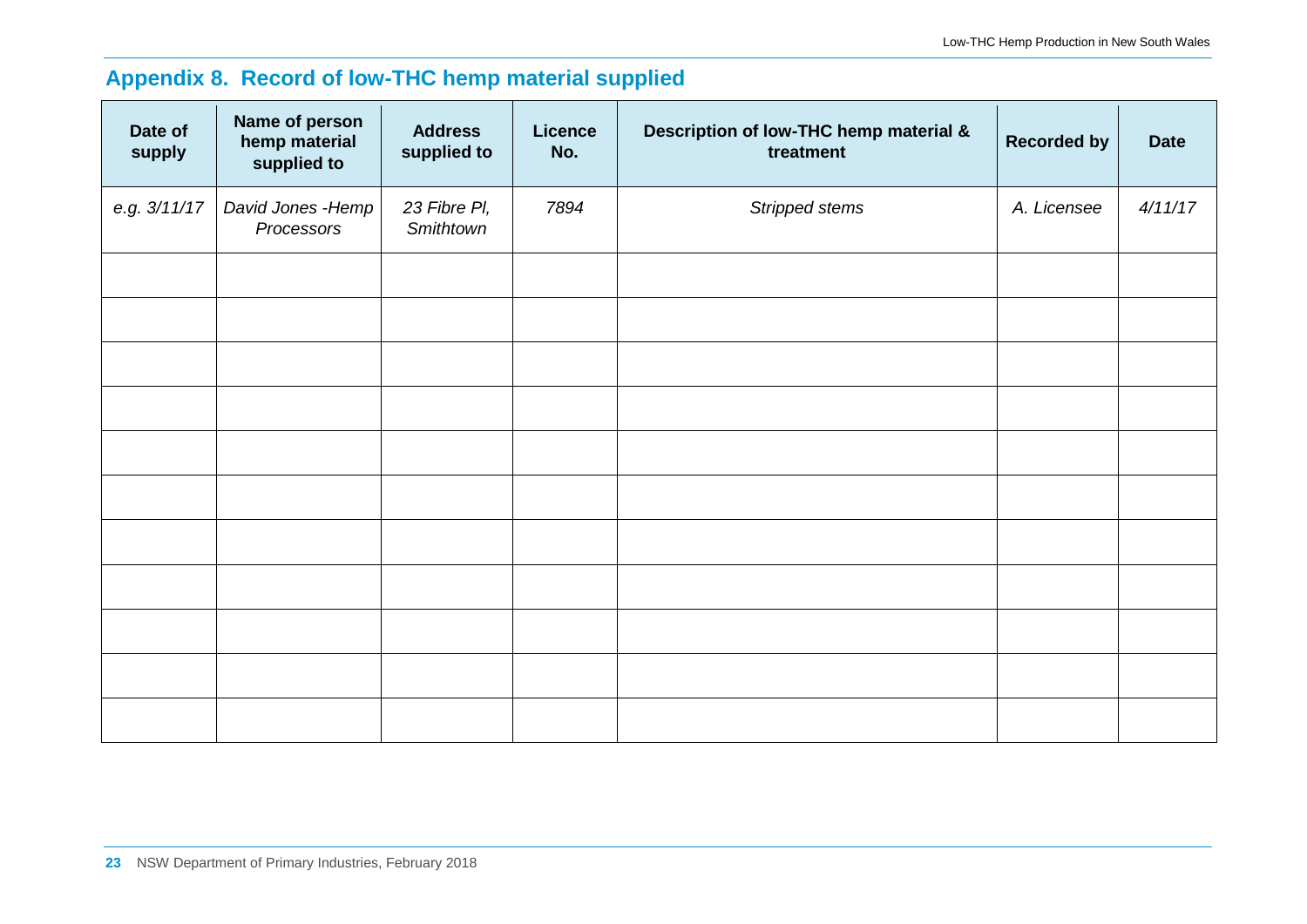## Appendix 8. Record of low-THC hemp material supplied

| Date of supply | Name of person hemp material supplied to | Address supplied to | Licence No. | Description of low-THC hemp material & treatment | Recorded by | Date |
|---|---|---|---|---|---|---|
| *e.g. 3/11/17* | *David Jones -Hemp Processors* | *23 Fibre Pl, Smithtown* | *7894* | *Stripped stems* | *A. Licensee* | *4/11/17* |
| | | | | | | |
| | | | | | | |
| | | | | | | |
| | | | | | | |
| | | | | | | |
| | | | | | | |
| | | | | | | |
| | | | | | | |
| | | | | | | |
| | | | | | | |
| | | | | | | |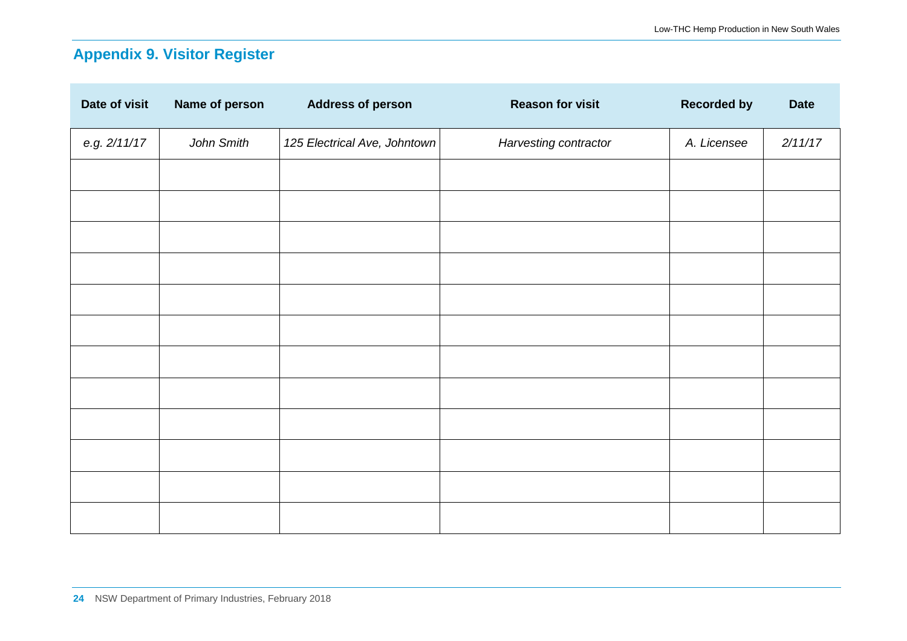## Appendix 9. Visitor Register

| Date of visit | Name of person | Address of person | Reason for visit | Recorded by | Date |
|---|---|---|---|---|---|
| *e.g. 2/11/17* | *John Smith* | *125 Electrical Ave, Johntown* | *Harvesting contractor* | *A. Licensee* | *2/11/17* |
| | | | | | |
| | | | | | |
| | | | | | |
| | | | | | |
| | | | | | |
| | | | | | |
| | | | | | |
| | | | | | |
| | | | | | |
| | | | | | |
| | | | | | |
| | | | | | |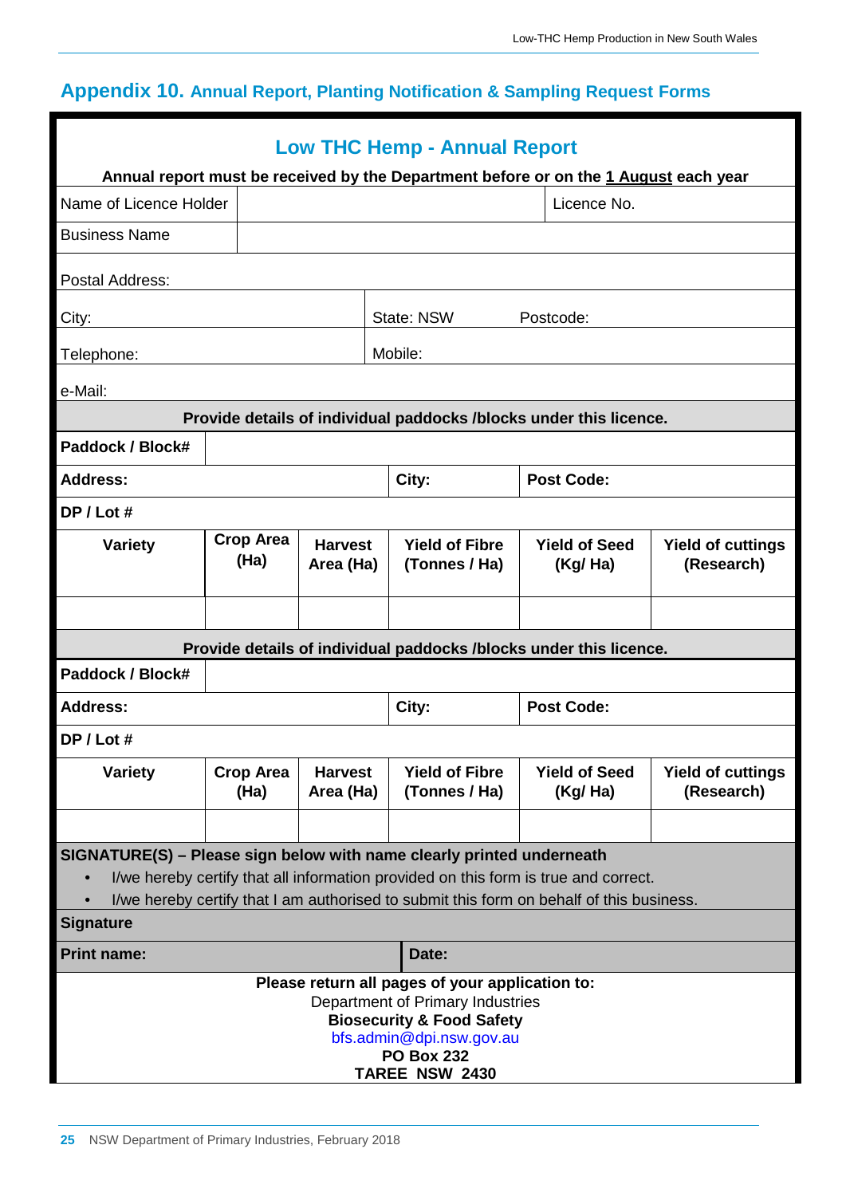# Appendix 10. Annual Report, Planting Notification & Sampling Request Forms

## Low THC Hemp - Annual Report

**Annual report must be received by the Department before or on the 1 August each year**

| | | | |
|---|---|---|---|
| Name of Licence Holder | | Licence No. | |
| Business Name | | | |
| Postal Address: | | | |
| City: | State: NSW | Postcode: | |
| Telephone: | Mobile: | | |
| e-Mail: | | | |

**Provide details of individual paddocks /blocks under this licence.**

| | | | | | |
|---|---|---|---|---|---|
| **Paddock / Block#** | | | | | |
| **Address:** | | | **City:** | **Post Code:** | |
| **DP / Lot #** | | | | | |
| **Variety** | **Crop Area (Ha)** | **Harvest Area (Ha)** | **Yield of Fibre (Tonnes / Ha)** | **Yield of Seed (Kg/ Ha)** | **Yield of cuttings (Research)** |
| | | | | | |

**Provide details of individual paddocks /blocks under this licence.**

| | | | | | |
|---|---|---|---|---|---|
| **Paddock / Block#** | | | | | |
| **Address:** | | | **City:** | **Post Code:** | |
| **DP / Lot #** | | | | | |
| **Variety** | **Crop Area (Ha)** | **Harvest Area (Ha)** | **Yield of Fibre (Tonnes / Ha)** | **Yield of Seed (Kg/ Ha)** | **Yield of cuttings (Research)** |
| | | | | | |

**SIGNATURE(S) – Please sign below with name clearly printed underneath**

- I/we hereby certify that all information provided on this form is true and correct.
- I/we hereby certify that I am authorised to submit this form on behalf of this business.

**Signature**

| | |
|---|---|
| **Print name:** | **Date:** |

**Please return all pages of your application to:**
Department of Primary Industries
**Biosecurity & Food Safety**
bfs.admin@dpi.nsw.gov.au
**PO Box 232**
**TAREE NSW 2430**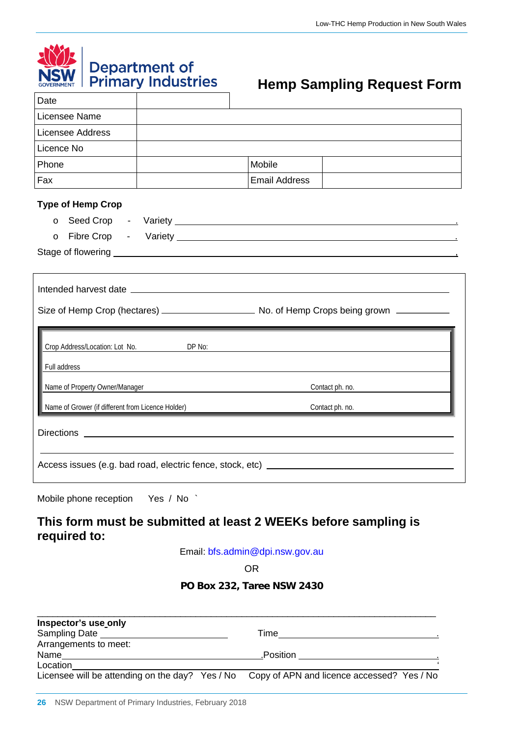Department of Primary Industries

# Hemp Sampling Request Form

| Date | | | |
|---|---|---|---|
| Licensee Name | | | |
| Licensee Address | | | |
| Licence No | | | |
| Phone | | Mobile | |
| Fax | | Email Address | |

**Type of Hemp Crop**

- Seed Crop - Variety \_\_\_\_\_\_\_\_\_\_\_\_\_\_\_\_\_\_\_\_\_\_\_\_\_\_\_\_\_\_\_\_\_\_\_\_.
- Fibre Crop - Variety \_\_\_\_\_\_\_\_\_\_\_\_\_\_\_\_\_\_\_\_\_\_\_\_\_\_\_\_\_\_\_\_\_\_\_\_.

Stage of flowering \_\_\_\_\_\_\_\_\_\_\_\_\_\_\_\_\_\_\_\_\_\_\_\_\_\_\_\_\_\_\_\_\_\_\_\_\_\_\_\_.

Intended harvest date \_\_\_\_\_\_\_\_\_\_\_\_\_\_\_\_\_\_\_\_\_\_\_\_\_\_\_\_\_\_\_\_\_\_\_\_

Size of Hemp Crop (hectares) \_\_\_\_\_\_\_\_\_\_\_\_\_\_ No. of Hemp Crops being grown \_\_\_\_\_\_\_\_

| | |
|---|---|
| Crop Address/Location: Lot No. | DP No: |
| Full address | |
| Name of Property Owner/Manager | Contact ph. no. |
| Name of Grower (if different from Licence Holder) | Contact ph. no. |

Directions \_\_\_\_\_\_\_\_\_\_\_\_\_\_\_\_\_\_\_\_\_\_\_\_\_\_\_\_\_\_\_\_\_\_\_\_\_\_\_\_\_\_\_\_

\_\_\_\_\_\_\_\_\_\_\_\_\_\_\_\_\_\_\_\_\_\_\_\_\_\_\_\_\_\_\_\_\_\_\_\_\_\_\_\_\_\_\_\_\_\_\_\_\_\_\_\_\_\_

Access issues (e.g. bad road, electric fence, stock, etc) \_\_\_\_\_\_\_\_\_\_\_\_\_\_\_\_\_\_\_\_\_\_\_\_

Mobile phone reception Yes / No `

## This form must be submitted at least 2 WEEKs before sampling is required to:

Email: bfs.admin@dpi.nsw.gov.au

OR

**PO Box 232, Taree NSW 2430**

**Inspector's use only**

Sampling Date \_\_\_\_\_\_\_\_\_\_\_\_\_\_\_\_\_\_\_\_ Time\_\_\_\_\_\_\_\_\_\_\_\_\_\_\_\_\_\_\_\_\_\_.

Arrangements to meet:

Name\_\_\_\_\_\_\_\_\_\_\_\_\_\_\_\_\_\_\_\_\_\_\_\_\_\_\_\_\_\_\_\_.Position \_\_\_\_\_\_\_\_\_\_\_\_\_\_\_\_\_\_\_\_.

Location\_\_\_\_\_\_\_\_\_\_\_\_\_\_\_\_\_\_\_\_\_\_\_\_\_\_\_\_\_\_\_\_\_\_\_\_\_\_\_\_\_\_\_\_\_\_\_\_\_\_\_\_\_\_\_\_\_\_

Licensee will be attending on the day? Yes / No Copy of APN and licence accessed? Yes / No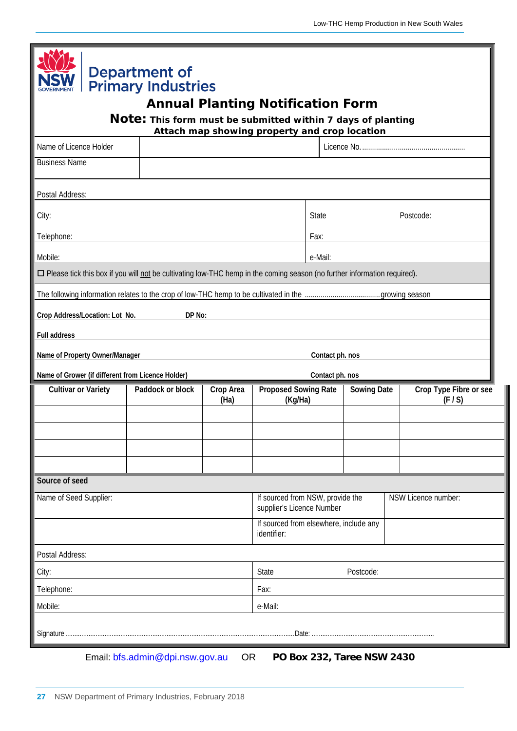Department of Primary Industries

# Annual Planting Notification Form

**Note: This form must be submitted within 7 days of planting**
**Attach map showing property and crop location**

| | | |
|---|---|---|
| Name of Licence Holder | | Licence No. ..................................................... |
| Business Name | | |

Postal Address:

| | | |
|---|---|---|
| City: | State | Postcode: |
| Telephone: | Fax: | |
| Mobile: | e-Mail: | |

☐ Please tick this box if you will not be cultivating low-THC hemp in the coming season (no further information required).

The following information relates to the crop of low-THC hemp to be cultivated in the ......................................growing season

**Crop Address/Location: Lot No.** **DP No:**

**Full address**

**Name of Property Owner/Manager** **Contact ph. nos**

**Name of Grower (if different from Licence Holder)** **Contact ph. nos**

| Cultivar or Variety | Paddock or block | Crop Area (Ha) | Proposed Sowing Rate (Kg/Ha) | Sowing Date | Crop Type Fibre or see (F / S) |
|---|---|---|---|---|---|
| | | | | | |
| | | | | | |
| | | | | | |
| | | | | | |

**Source of seed**

| | | |
|---|---|---|
| Name of Seed Supplier: | If sourced from NSW, provide the supplier's Licence Number | NSW Licence number: |
| | If sourced from elsewhere, include any identifier: | |

Postal Address:

| | | |
|---|---|---|
| City: | State | Postcode: |
| Telephone: | Fax: | |
| Mobile: | e-Mail: | |

Signature ..................................................................................................................................Date: .....................................................................

Email: bfs.admin@dpi.nsw.gov.au OR **PO Box 232, Taree NSW 2430**